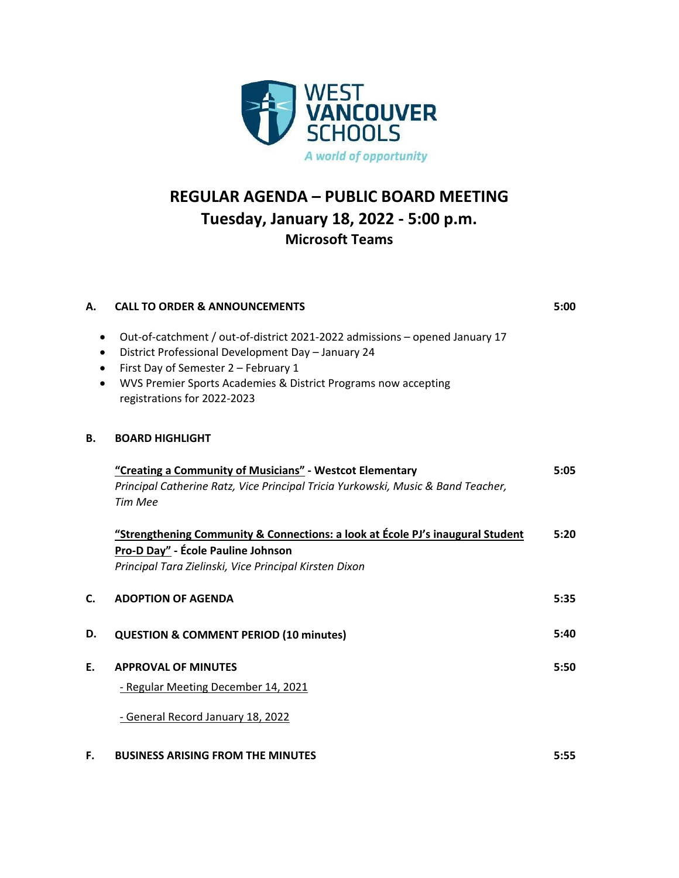WEST VANCOUVER SCHOOLS

*A world of opportunity*

# REGULAR AGENDA – PUBLIC BOARD MEETING
## Tuesday, January 18, 2022 - 5:00 p.m.
### Microsoft Teams

**A. CALL TO ORDER & ANNOUNCEMENTS** — 5:00

- Out-of-catchment / out-of-district 2021-2022 admissions – opened January 17
- District Professional Development Day – January 24
- First Day of Semester 2 – February 1
- WVS Premier Sports Academies & District Programs now accepting registrations for 2022-2023

**B. BOARD HIGHLIGHT**

**"Creating a Community of Musicians" - Westcot Elementary** — 5:05
*Principal Catherine Ratz, Vice Principal Tricia Yurkowski, Music & Band Teacher, Tim Mee*

**"Strengthening Community & Connections: a look at École PJ's inaugural Student Pro-D Day" - École Pauline Johnson** — 5:20
*Principal Tara Zielinski, Vice Principal Kirsten Dixon*

**C. ADOPTION OF AGENDA** — 5:35

**D. QUESTION & COMMENT PERIOD (10 minutes)** — 5:40

**E. APPROVAL OF MINUTES** — 5:50

- Regular Meeting December 14, 2021
- General Record January 18, 2022

**F. BUSINESS ARISING FROM THE MINUTES** — 5:55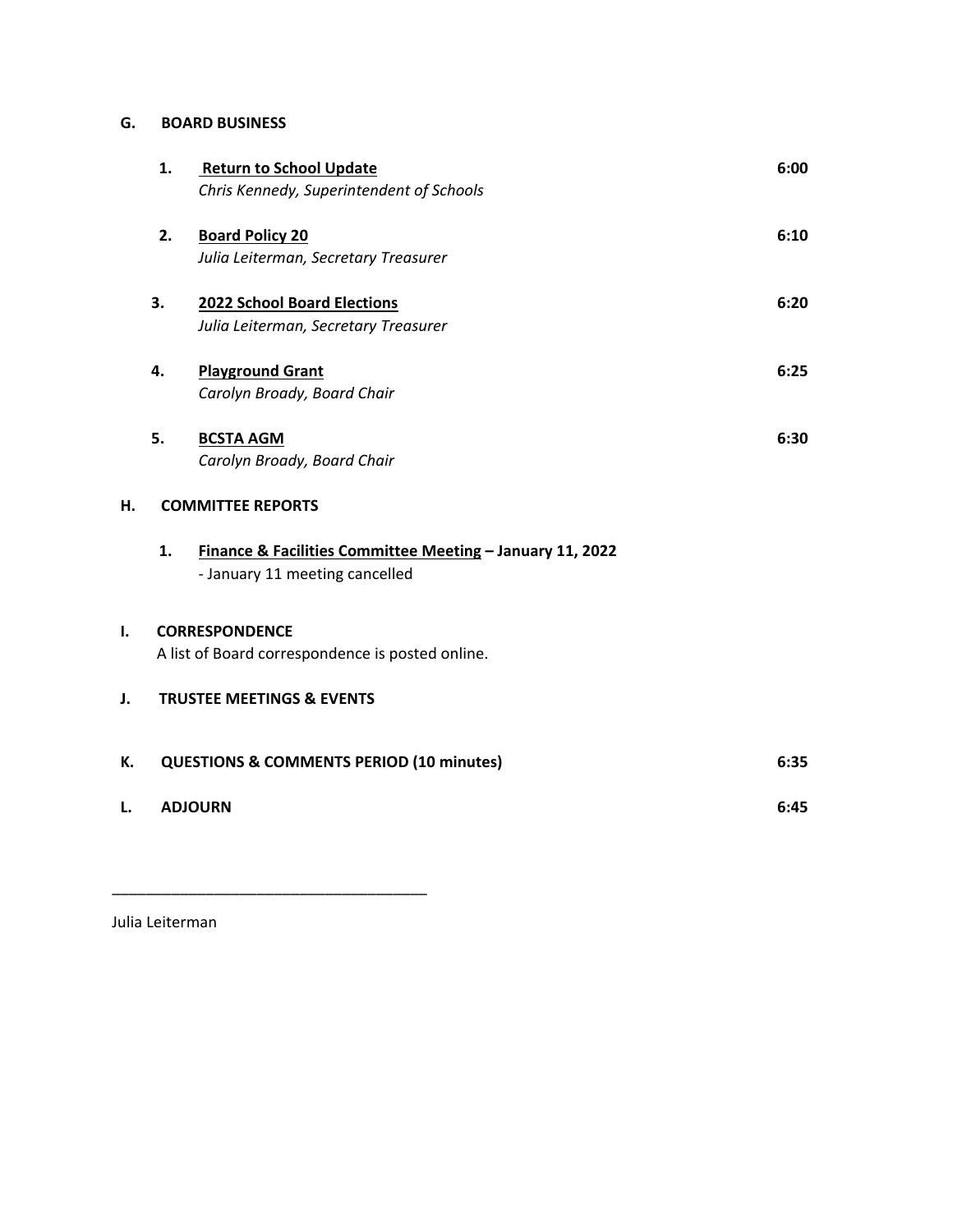**G. BOARD BUSINESS**

1. **Return to School Update** — 6:00
   *Chris Kennedy, Superintendent of Schools*

2. **Board Policy 20** — 6:10
   *Julia Leiterman, Secretary Treasurer*

3. **2022 School Board Elections** — 6:20
   *Julia Leiterman, Secretary Treasurer*

4. **Playground Grant** — 6:25
   *Carolyn Broady, Board Chair*

5. **BCSTA AGM** — 6:30
   *Carolyn Broady, Board Chair*

**H. COMMITTEE REPORTS**

1. **Finance & Facilities Committee Meeting – January 11, 2022**
   - January 11 meeting cancelled

**I. CORRESPONDENCE**

A list of Board correspondence is posted online.

**J. TRUSTEE MEETINGS & EVENTS**

**K. QUESTIONS & COMMENTS PERIOD (10 minutes)** — 6:35

**L. ADJOURN** — 6:45

_____________________________________

Julia Leiterman